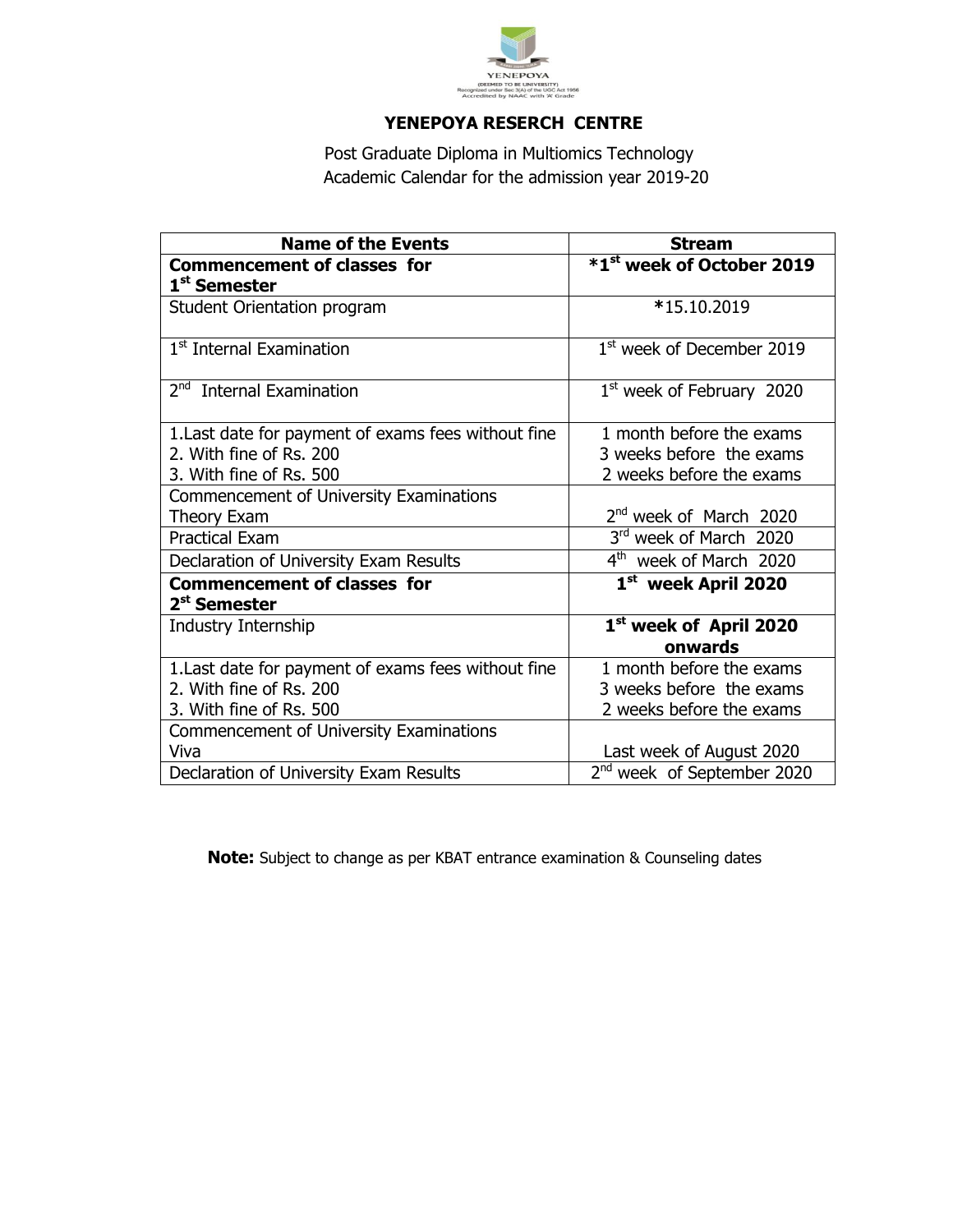YENEPOYA
(DEEMED TO BE UNIVERSITY)
Recognized under Sec 3(A) of the UGC Act 1956
Accredited by NAAC with 'A' Grade

## YENEPOYA RESERCH CENTRE

Post Graduate Diploma in Multiomics Technology
Academic Calendar for the admission year 2019-20

| Name of the Events | Stream |
|---|---|
| **Commencement of classes for 1st Semester** | **\*1st week of October 2019** |
| Student Orientation program | \*15.10.2019 |
| 1st Internal Examination | 1st week of December 2019 |
| 2nd Internal Examination | 1st week of February 2020 |
| 1. Last date for payment of exams fees without fine<br>2. With fine of Rs. 200<br>3. With fine of Rs. 500 | 1 month before the exams<br>3 weeks before the exams<br>2 weeks before the exams |
| Commencement of University Examinations<br>Theory Exam | 2nd week of March 2020 |
| Practical Exam | 3rd week of March 2020 |
| Declaration of University Exam Results | 4th week of March 2020 |
| **Commencement of classes for 2nd Semester** | **1st week April 2020** |
| Industry Internship | **1st week of April 2020 onwards** |
| 1. Last date for payment of exams fees without fine<br>2. With fine of Rs. 200<br>3. With fine of Rs. 500 | 1 month before the exams<br>3 weeks before the exams<br>2 weeks before the exams |
| Commencement of University Examinations<br>Viva | Last week of August 2020 |
| Declaration of University Exam Results | 2nd week of September 2020 |

**Note:** Subject to change as per KBAT entrance examination & Counseling dates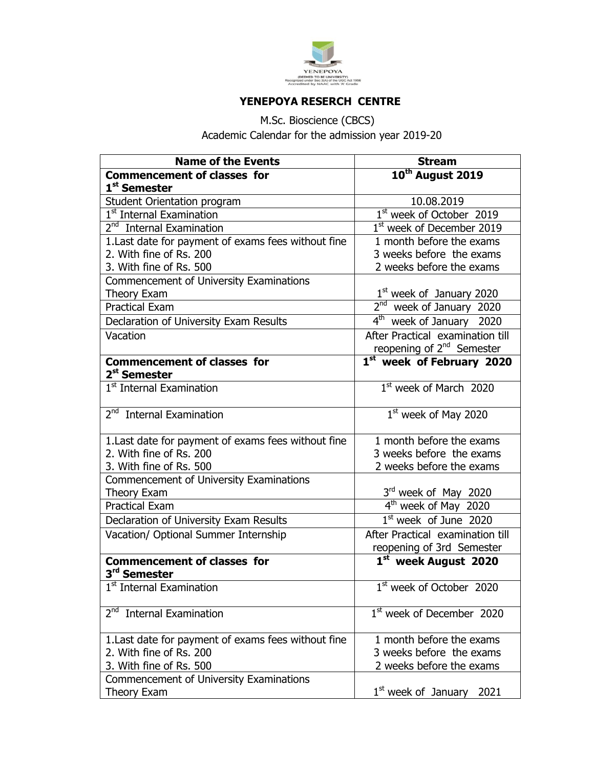YENEPOYA
(DEEMED TO BE UNIVERSITY)
Recognized under Sec 3(A) of the UGC Act 1956
Accredited by NAAC with 'A' Grade

# YENEPOYA RESERCH CENTRE

M.Sc. Bioscience (CBCS)
Academic Calendar for the admission year 2019-20

| Name of the Events | Stream |
|---|---|
| **Commencement of classes for 1st Semester** | **10th August 2019** |
| Student Orientation program | 10.08.2019 |
| 1st Internal Examination | 1st week of October 2019 |
| 2nd Internal Examination | 1st week of December 2019 |
| 1.Last date for payment of exams fees without fine<br>2. With fine of Rs. 200<br>3. With fine of Rs. 500 | 1 month before the exams<br>3 weeks before the exams<br>2 weeks before the exams |
| Commencement of University Examinations<br>Theory Exam | 1st week of January 2020 |
| Practical Exam | 2nd week of January 2020 |
| Declaration of University Exam Results | 4th week of January 2020 |
| Vacation | After Practical examination till reopening of 2nd Semester |
| **Commencement of classes for 2st Semester** | **1st week of February 2020** |
| 1st Internal Examination | 1st week of March 2020 |
| 2nd Internal Examination | 1st week of May 2020 |
| 1.Last date for payment of exams fees without fine<br>2. With fine of Rs. 200<br>3. With fine of Rs. 500 | 1 month before the exams<br>3 weeks before the exams<br>2 weeks before the exams |
| Commencement of University Examinations<br>Theory Exam | 3rd week of May 2020 |
| Practical Exam | 4th week of May 2020 |
| Declaration of University Exam Results | 1st week of June 2020 |
| Vacation/ Optional Summer Internship | After Practical examination till reopening of 3rd Semester |
| **Commencement of classes for 3rd Semester** | **1st week August 2020** |
| 1st Internal Examination | 1st week of October 2020 |
| 2nd Internal Examination | 1st week of December 2020 |
| 1.Last date for payment of exams fees without fine<br>2. With fine of Rs. 200<br>3. With fine of Rs. 500 | 1 month before the exams<br>3 weeks before the exams<br>2 weeks before the exams |
| Commencement of University Examinations<br>Theory Exam | 1st week of January 2021 |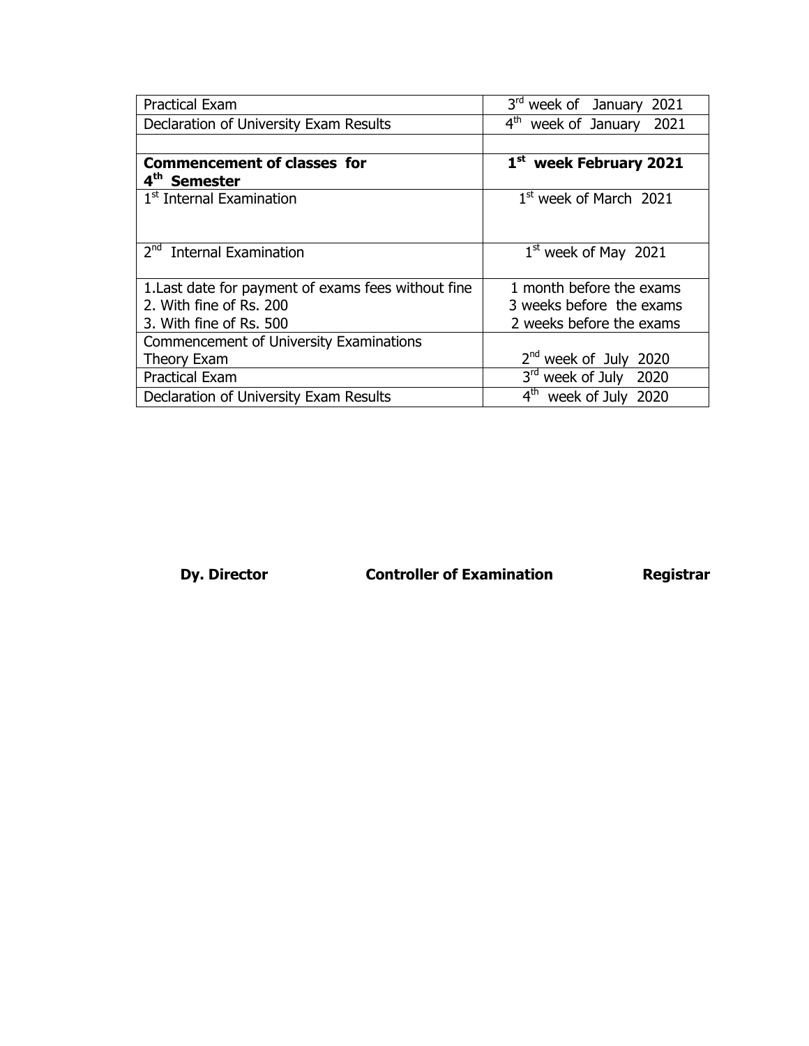| | |
|---|---|
| Practical Exam | 3rd week of January 2021 |
| Declaration of University Exam Results | 4th week of January 2021 |
| | |
| **Commencement of classes for 4th Semester** | **1st week February 2021** |
| 1st Internal Examination | 1st week of March 2021 |
| 2nd Internal Examination | 1st week of May 2021 |
| 1.Last date for payment of exams fees without fine<br>2. With fine of Rs. 200<br>3. With fine of Rs. 500 | 1 month before the exams<br>3 weeks before the exams<br>2 weeks before the exams |
| Commencement of University Examinations<br>Theory Exam | 2nd week of July 2020 |
| Practical Exam | 3rd week of July 2020 |
| Declaration of University Exam Results | 4th week of July 2020 |

**Dy. Director** **Controller of Examination** **Registrar**